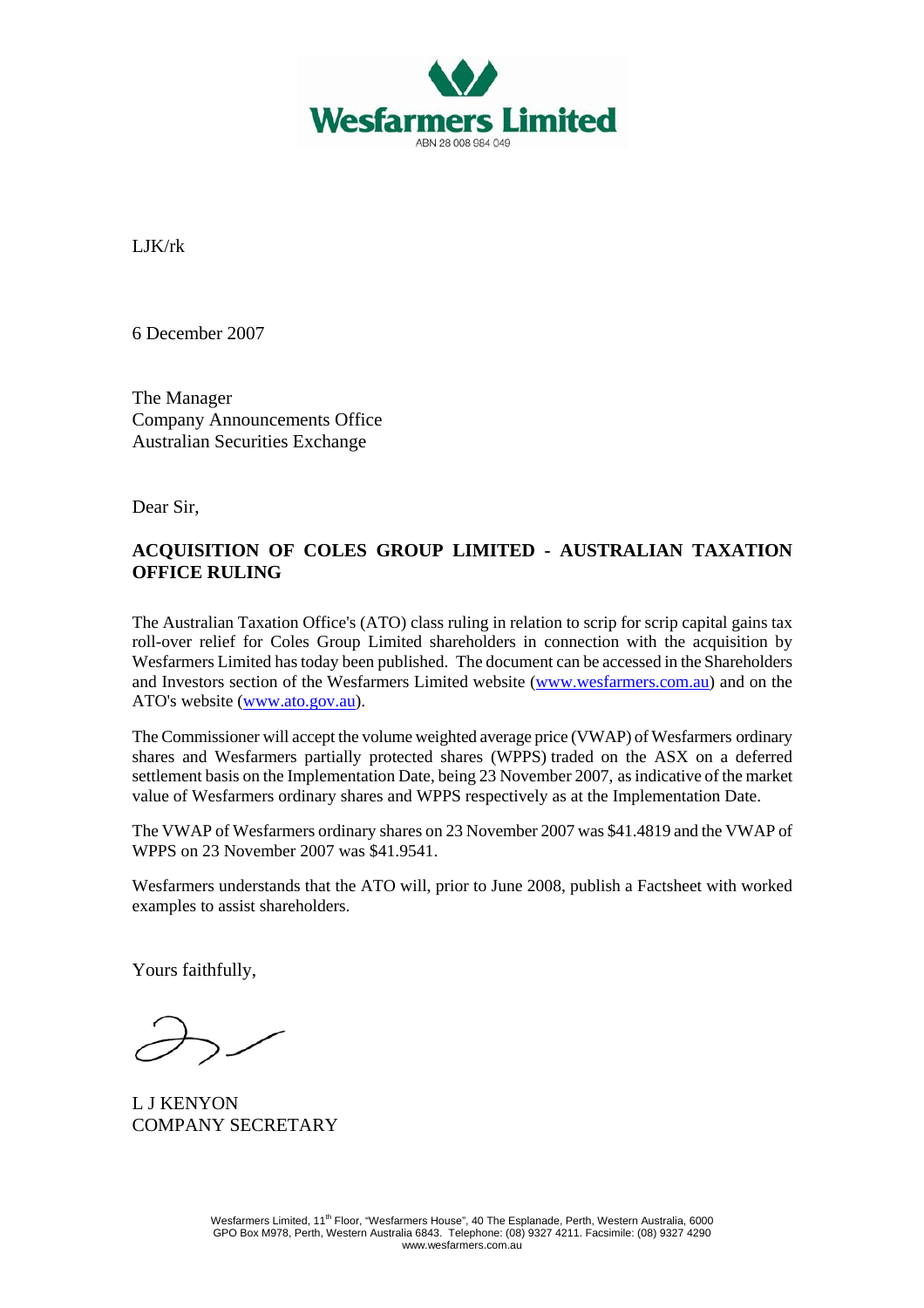**Wesfarmers Limited**
ABN 28 008 984 049

LJK/rk

6 December 2007

The Manager
Company Announcements Office
Australian Securities Exchange

Dear Sir,

**ACQUISITION OF COLES GROUP LIMITED - AUSTRALIAN TAXATION OFFICE RULING**

The Australian Taxation Office's (ATO) class ruling in relation to scrip for scrip capital gains tax roll-over relief for Coles Group Limited shareholders in connection with the acquisition by Wesfarmers Limited has today been published. The document can be accessed in the Shareholders and Investors section of the Wesfarmers Limited website (www.wesfarmers.com.au) and on the ATO's website (www.ato.gov.au).

The Commissioner will accept the volume weighted average price (VWAP) of Wesfarmers ordinary shares and Wesfarmers partially protected shares (WPPS) traded on the ASX on a deferred settlement basis on the Implementation Date, being 23 November 2007, as indicative of the market value of Wesfarmers ordinary shares and WPPS respectively as at the Implementation Date.

The VWAP of Wesfarmers ordinary shares on 23 November 2007 was $41.4819 and the VWAP of WPPS on 23 November 2007 was $41.9541.

Wesfarmers understands that the ATO will, prior to June 2008, publish a Factsheet with worked examples to assist shareholders.

Yours faithfully,

L J KENYON
COMPANY SECRETARY

Wesfarmers Limited, 11th Floor, "Wesfarmers House", 40 The Esplanade, Perth, Western Australia, 6000
GPO Box M978, Perth, Western Australia 6843. Telephone: (08) 9327 4211. Facsimile: (08) 9327 4290
www.wesfarmers.com.au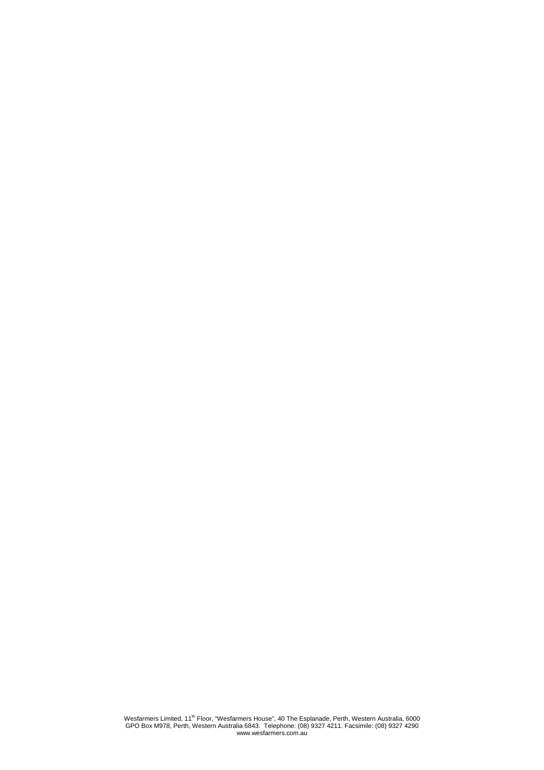Wesfarmers Limited, 11th Floor, "Wesfarmers House", 40 The Esplanade, Perth, Western Australia, 6000
GPO Box M978, Perth, Western Australia 6843. Telephone: (08) 9327 4211. Facsimile: (08) 9327 4290
www.wesfarmers.com.au